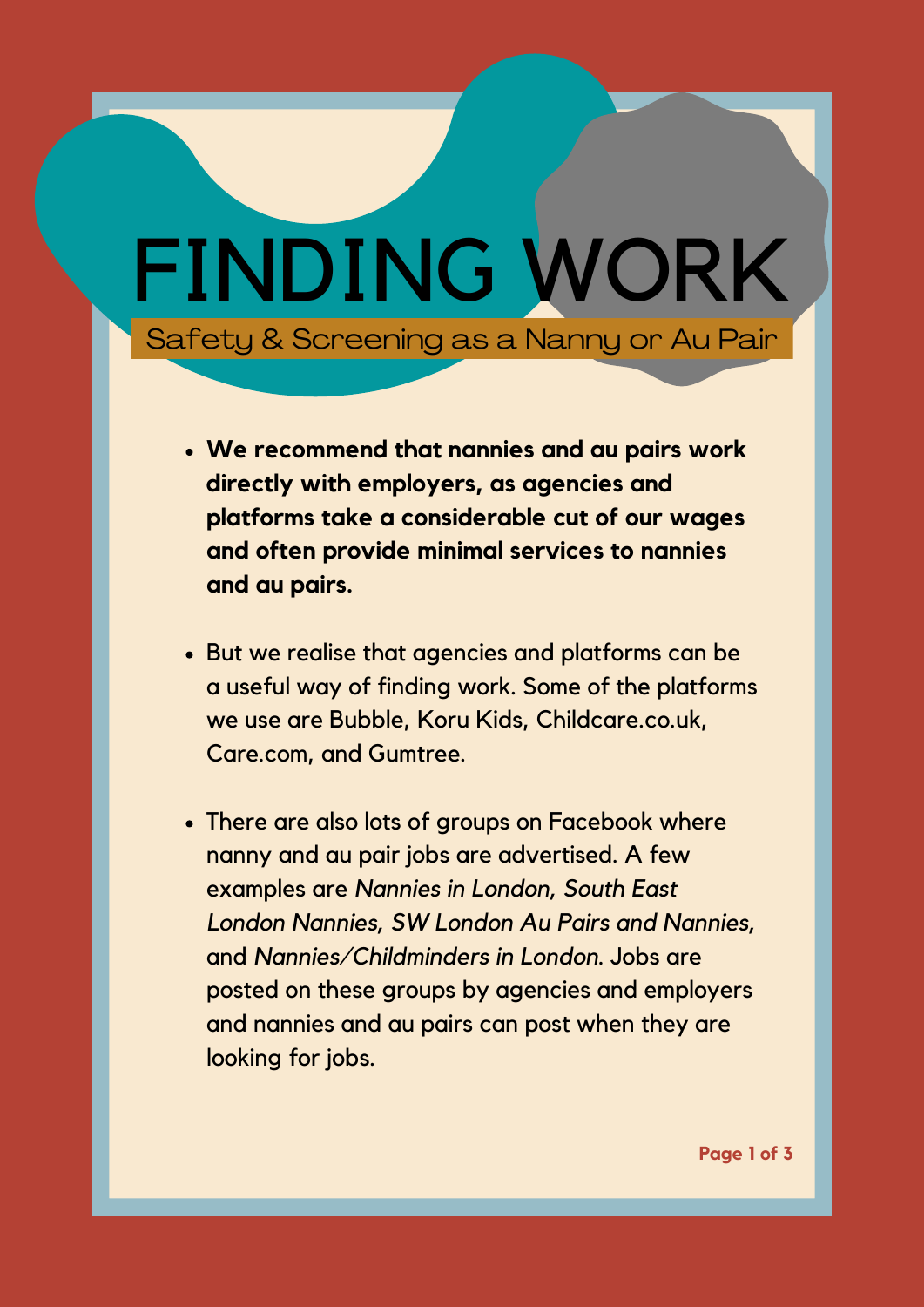# FINDING WORK

## Safety & Screening as a Nanny or Au Pair

- **We recommend that nannies and au pairs work directly with employers, as agencies and platforms take a considerable cut of our wages and often provide minimal services to nannies and au pairs.**

- But we realise that agencies and platforms can be a useful way of finding work. Some of the platforms we use are Bubble, Koru Kids, Childcare.co.uk, Care.com, and Gumtree.

- There are also lots of groups on Facebook where nanny and au pair jobs are advertised. A few examples are *Nannies in London, South East London Nannies, SW London Au Pairs and Nannies,* and *Nannies/Childminders in London*. Jobs are posted on these groups by agencies and employers and nannies and au pairs can post when they are looking for jobs.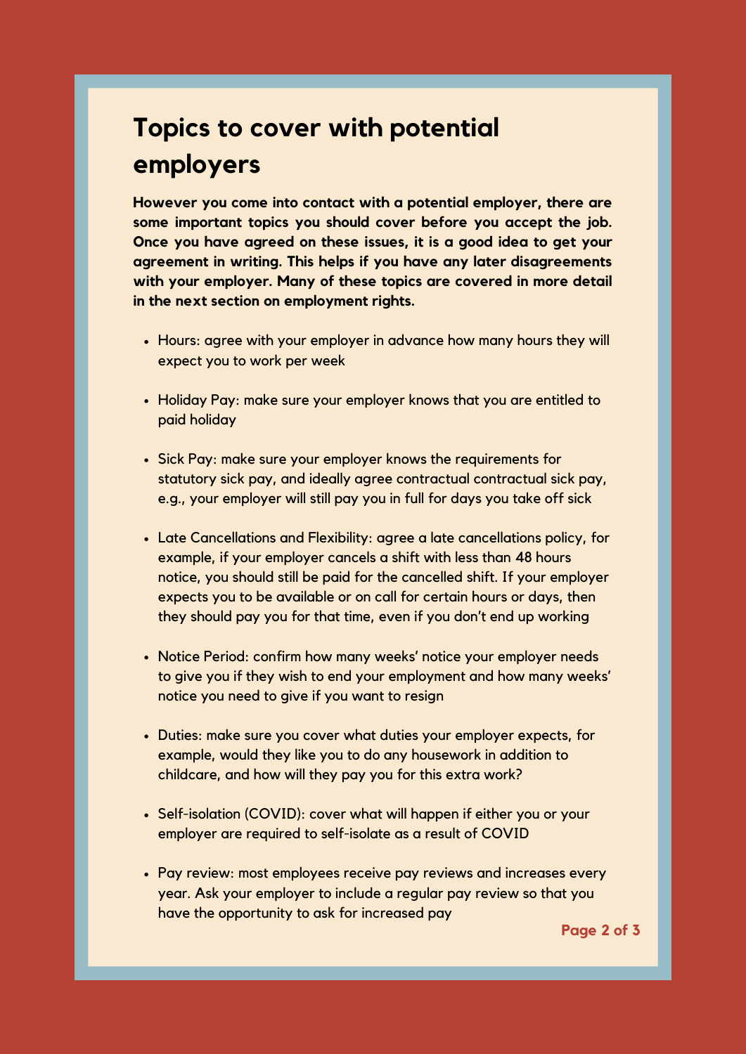# Topics to cover with potential employers

**However you come into contact with a potential employer, there are some important topics you should cover before you accept the job. Once you have agreed on these issues, it is a good idea to get your agreement in writing. This helps if you have any later disagreements with your employer. Many of these topics are covered in more detail in the next section on employment rights.**

- Hours: agree with your employer in advance how many hours they will expect you to work per week
- Holiday Pay: make sure your employer knows that you are entitled to paid holiday
- Sick Pay: make sure your employer knows the requirements for statutory sick pay, and ideally agree contractual contractual sick pay, e.g., your employer will still pay you in full for days you take off sick
- Late Cancellations and Flexibility: agree a late cancellations policy, for example, if your employer cancels a shift with less than 48 hours notice, you should still be paid for the cancelled shift. If your employer expects you to be available or on call for certain hours or days, then they should pay you for that time, even if you don't end up working
- Notice Period: confirm how many weeks' notice your employer needs to give you if they wish to end your employment and how many weeks' notice you need to give if you want to resign
- Duties: make sure you cover what duties your employer expects, for example, would they like you to do any housework in addition to childcare, and how will they pay you for this extra work?
- Self-isolation (COVID): cover what will happen if either you or your employer are required to self-isolate as a result of COVID
- Pay review: most employees receive pay reviews and increases every year. Ask your employer to include a regular pay review so that you have the opportunity to ask for increased pay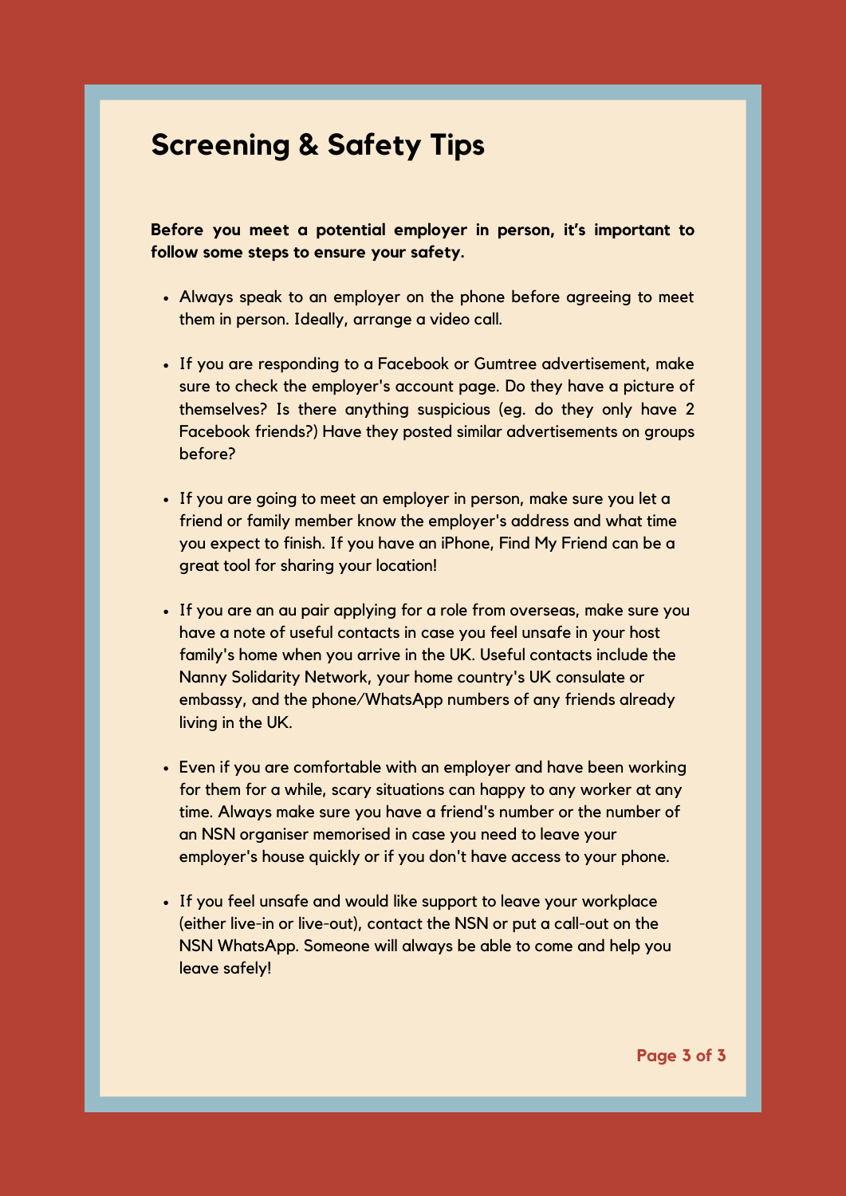# Screening & Safety Tips

**Before you meet a potential employer in person, it's important to follow some steps to ensure your safety.**

- Always speak to an employer on the phone before agreeing to meet them in person. Ideally, arrange a video call.
- If you are responding to a Facebook or Gumtree advertisement, make sure to check the employer's account page. Do they have a picture of themselves? Is there anything suspicious (eg. do they only have 2 Facebook friends?) Have they posted similar advertisements on groups before?
- If you are going to meet an employer in person, make sure you let a friend or family member know the employer's address and what time you expect to finish. If you have an iPhone, Find My Friend can be a great tool for sharing your location!
- If you are an au pair applying for a role from overseas, make sure you have a note of useful contacts in case you feel unsafe in your host family's home when you arrive in the UK. Useful contacts include the Nanny Solidarity Network, your home country's UK consulate or embassy, and the phone/WhatsApp numbers of any friends already living in the UK.
- Even if you are comfortable with an employer and have been working for them for a while, scary situations can happy to any worker at any time. Always make sure you have a friend's number or the number of an NSN organiser memorised in case you need to leave your employer's house quickly or if you don't have access to your phone.
- If you feel unsafe and would like support to leave your workplace (either live-in or live-out), contact the NSN or put a call-out on the NSN WhatsApp. Someone will always be able to come and help you leave safely!